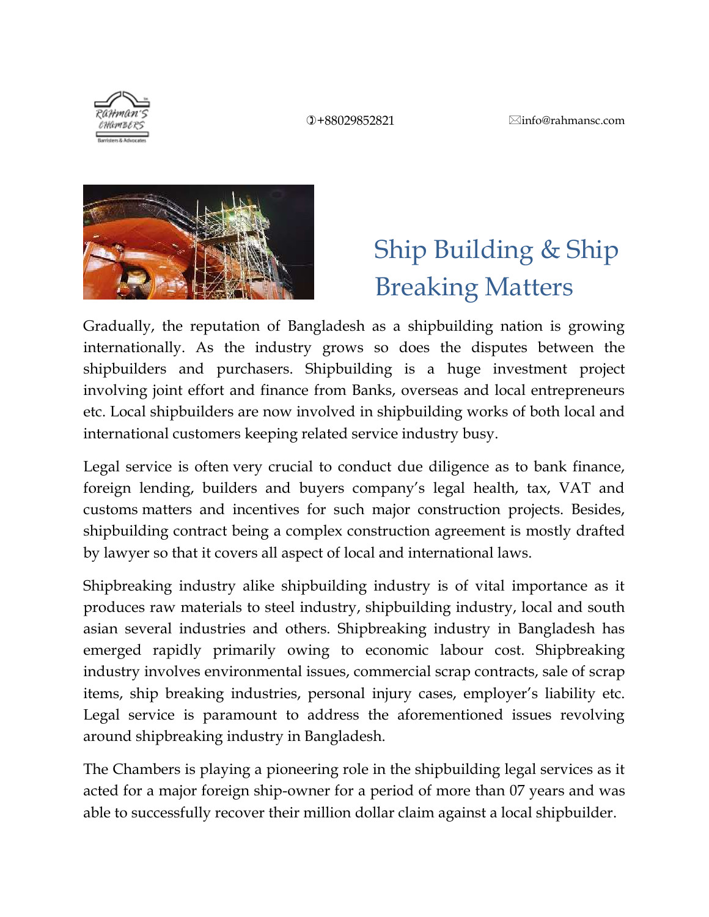☎+88029852821 ✉info@rahmansc.com

# Ship Building & Ship Breaking Matters

Gradually, the reputation of Bangladesh as a shipbuilding nation is growing internationally. As the industry grows so does the disputes between the shipbuilders and purchasers. Shipbuilding is a huge investment project involving joint effort and finance from Banks, overseas and local entrepreneurs etc. Local shipbuilders are now involved in shipbuilding works of both local and international customers keeping related service industry busy.

Legal service is often very crucial to conduct due diligence as to bank finance, foreign lending, builders and buyers company's legal health, tax, VAT and customs matters and incentives for such major construction projects. Besides, shipbuilding contract being a complex construction agreement is mostly drafted by lawyer so that it covers all aspect of local and international laws.

Shipbreaking industry alike shipbuilding industry is of vital importance as it produces raw materials to steel industry, shipbuilding industry, local and south asian several industries and others. Shipbreaking industry in Bangladesh has emerged rapidly primarily owing to economic labour cost. Shipbreaking industry involves environmental issues, commercial scrap contracts, sale of scrap items, ship breaking industries, personal injury cases, employer's liability etc. Legal service is paramount to address the aforementioned issues revolving around shipbreaking industry in Bangladesh.

The Chambers is playing a pioneering role in the shipbuilding legal services as it acted for a major foreign ship-owner for a period of more than 07 years and was able to successfully recover their million dollar claim against a local shipbuilder.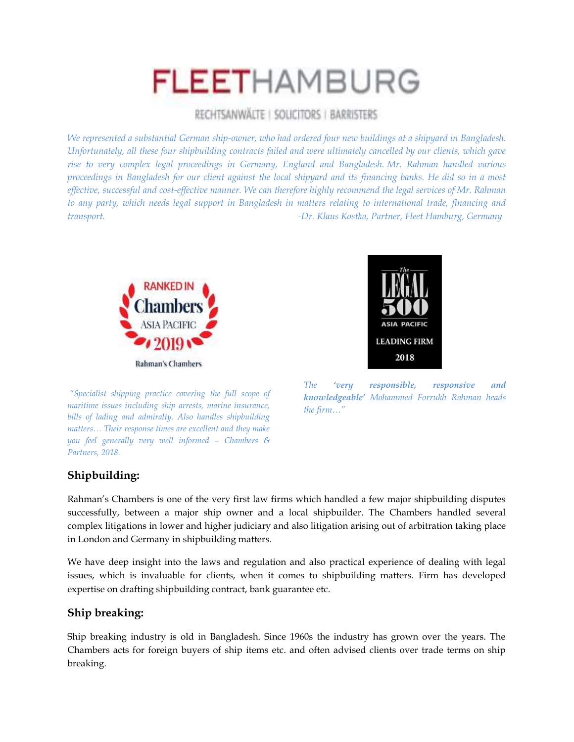FLEETHAMBURG

RECHTSANWÄLTE | SOLICITORS | BARRISTERS

*We represented a substantial German ship-owner, who had ordered four new buildings at a shipyard in Bangladesh. Unfortunately, all these four shipbuilding contracts failed and were ultimately cancelled by our clients, which gave rise to very complex legal proceedings in Germany, England and Bangladesh. Mr. Rahman handled various proceedings in Bangladesh for our client against the local shipyard and its financing banks. He did so in a most effective, successful and cost-effective manner. We can therefore highly recommend the legal services of Mr. Rahman to any party, which needs legal support in Bangladesh in matters relating to international trade, financing and transport.* *-Dr. Klaus Kostka, Partner, Fleet Hamburg, Germany*

RANKED IN Chambers ASIA PACIFIC 2019

Rahman's Chambers

*"Specialist shipping practice covering the full scope of maritime issues including ship arrests, marine insurance, bills of lading and admiralty. Also handles shipbuilding matters… Their response times are excellent and they make you feel generally very well informed – Chambers & Partners, 2018.*

The LEGAL 500 ASIA PACIFIC LEADING FIRM 2018

*The **'very responsible, responsive and knowledgeable'** Mohammed Forrukh Rahman heads the firm…"*

### Shipbuilding:

Rahman's Chambers is one of the very first law firms which handled a few major shipbuilding disputes successfully, between a major ship owner and a local shipbuilder. The Chambers handled several complex litigations in lower and higher judiciary and also litigation arising out of arbitration taking place in London and Germany in shipbuilding matters.

We have deep insight into the laws and regulation and also practical experience of dealing with legal issues, which is invaluable for clients, when it comes to shipbuilding matters. Firm has developed expertise on drafting shipbuilding contract, bank guarantee etc.

### Ship breaking:

Ship breaking industry is old in Bangladesh. Since 1960s the industry has grown over the years. The Chambers acts for foreign buyers of ship items etc. and often advised clients over trade terms on ship breaking.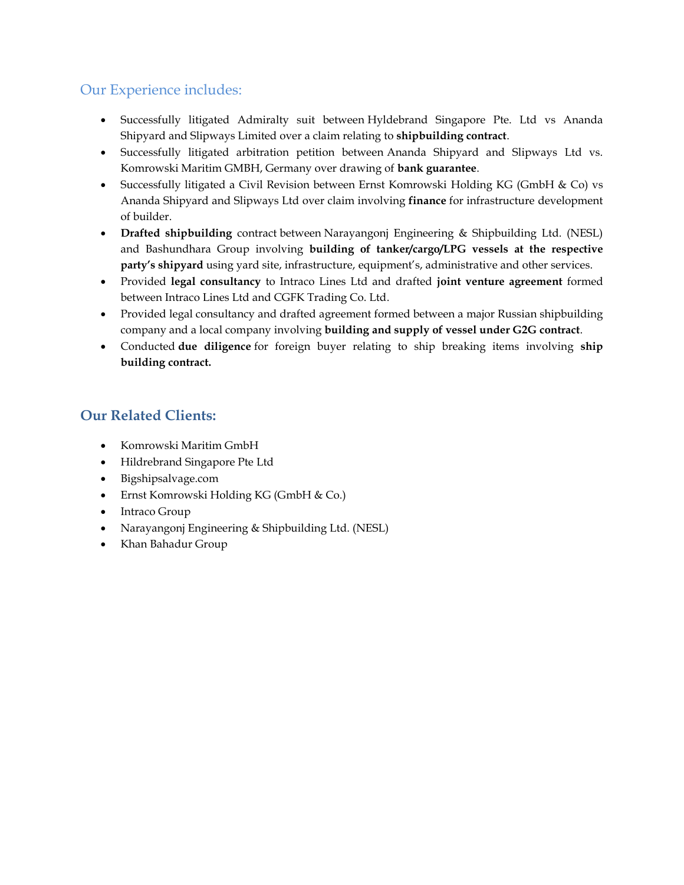## Our Experience includes:

- Successfully litigated Admiralty suit between Hyldebrand Singapore Pte. Ltd vs Ananda Shipyard and Slipways Limited over a claim relating to **shipbuilding contract**.
- Successfully litigated arbitration petition between Ananda Shipyard and Slipways Ltd vs. Komrowski Maritim GMBH, Germany over drawing of **bank guarantee**.
- Successfully litigated a Civil Revision between Ernst Komrowski Holding KG (GmbH & Co) vs Ananda Shipyard and Slipways Ltd over claim involving **finance** for infrastructure development of builder.
- **Drafted shipbuilding** contract between Narayangonj Engineering & Shipbuilding Ltd. (NESL) and Bashundhara Group involving **building of tanker/cargo/LPG vessels at the respective party's shipyard** using yard site, infrastructure, equipment's, administrative and other services.
- Provided **legal consultancy** to Intraco Lines Ltd and drafted **joint venture agreement** formed between Intraco Lines Ltd and CGFK Trading Co. Ltd.
- Provided legal consultancy and drafted agreement formed between a major Russian shipbuilding company and a local company involving **building and supply of vessel under G2G contract**.
- Conducted **due diligence** for foreign buyer relating to ship breaking items involving **ship building contract.**

## Our Related Clients:

- Komrowski Maritim GmbH
- Hildrebrand Singapore Pte Ltd
- Bigshipsalvage.com
- Ernst Komrowski Holding KG (GmbH & Co.)
- Intraco Group
- Narayangonj Engineering & Shipbuilding Ltd. (NESL)
- Khan Bahadur Group